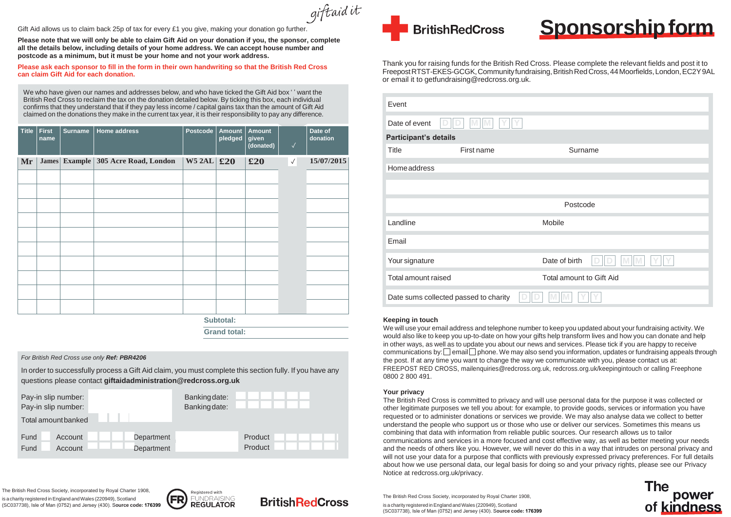giftaid it

Gift Aid allows us to claim back 25p of tax for every £1 you give, making your donation go further.

**Please note that we will only be able to claim Gift Aid on your donation if you, the sponsor, complete all the details below, including details of your home address. We can accept house number and postcode as a minimum, but it must be your home and not your work address.**

**Please ask each sponsor to fill in the form in their own handwriting so that the British Red Cross can claim Gift Aid for each donation.**

We who have given our names and addresses below, and who have ticked the Gift Aid box ' ' want the British Red Cross to reclaim the tax on the donation detailed below. By ticking this box, each individual confirms that they understand that if they pay less income / capital gains tax than the amount of Gift Aid claimed on the donations they make in the current tax year, it is their responsibility to pay any difference.

| Title | First name | Surname | Home address | Postcode | Amount pledged | Amount given (donated) | √ | Date of donation |
|---|---|---|---|---|---|---|---|---|
| Mr | James | Example | 305 Acre Road, London | W5 2AL | £20 | £20 | √ | 15/07/2015 |
| | | | | | | | | |
| | | | | | | | | |
| | | | | | | | | |
| | | | | | | | | |
| | | | | | | | | |
| | | | | | | | | |
| | | | | | | | | |
| | | | | | | | | |
| | | | | | | | | |
| | | | | | | | | |

**Subtotal:**

**Grand total:**

*For British Red Cross use only* ***Ref: PBR4206***

In order to successfully process a Gift Aid claim, you must complete this section fully. If you have any questions please contact **giftaidadministration@redcross.org.uk**

Pay-in slip number: Banking date:
Pay-in slip number: Banking date:
Total amount banked

Fund Account Department Product
Fund Account Department Product

The British Red Cross Society, incorporated by Royal Charter 1908, is a charity registered in England and Wales (220949), Scotland (SC037738), Isle of Man (0752) and Jersey (430). **Source code: 176399**

Registered with FUNDRAISING REGULATOR

BritishRedCross

# BritishRedCross Sponsorship form

Thank you for raising funds for the British Red Cross. Please complete the relevant fields and post it to Freepost RTST-EKES-GCGK, Community fundraising, British Red Cross, 44 Moorfields, London, EC2Y 9AL or email it to getfundraising@redcross.org.uk.

Event

Date of event D D M M Y Y

**Participant's details**

Title First name Surname

Home address

Postcode

Landline Mobile

Email

Your signature Date of birth D D M M Y Y

Total amount raised Total amount to Gift Aid

Date sums collected passed to charity D D M M Y Y

**Keeping in touch**

We will use your email address and telephone number to keep you updated about your fundraising activity. We would also like to keep you up-to-date on how your gifts help transform lives and how you can donate and help in other ways, as well as to update you about our news and services. Please tick if you are happy to receive communications by: ☐ email ☐ phone. We may also send you information, updates or fundraising appeals through the post. If at any time you want to change the way we communicate with you, please contact us at: FREEPOST RED CROSS, mailenquiries@redcross.org.uk, redcross.org.uk/keepingintouch or calling Freephone 0800 2 800 491.

**Your privacy**

The British Red Cross is committed to privacy and will use personal data for the purpose it was collected or other legitimate purposes we tell you about: for example, to provide goods, services or information you have requested or to administer donations or services we provide. We may also analyse data we collect to better understand the people who support us or those who use or deliver our services. Sometimes this means us combining that data with information from reliable public sources. Our research allows us to tailor communications and services in a more focused and cost effective way, as well as better meeting your needs and the needs of others like you. However, we will never do this in a way that intrudes on personal privacy and will not use your data for a purpose that conflicts with previously expressed privacy preferences. For full details about how we use personal data, our legal basis for doing so and your privacy rights, please see our Privacy Notice at redcross.org.uk/privacy.

The British Red Cross Society, incorporated by Royal Charter 1908, is a charity registered in England and Wales (220949), Scotland (SC037738), Isle of Man (0752) and Jersey (430). **Source code: 176399**

The power of kindness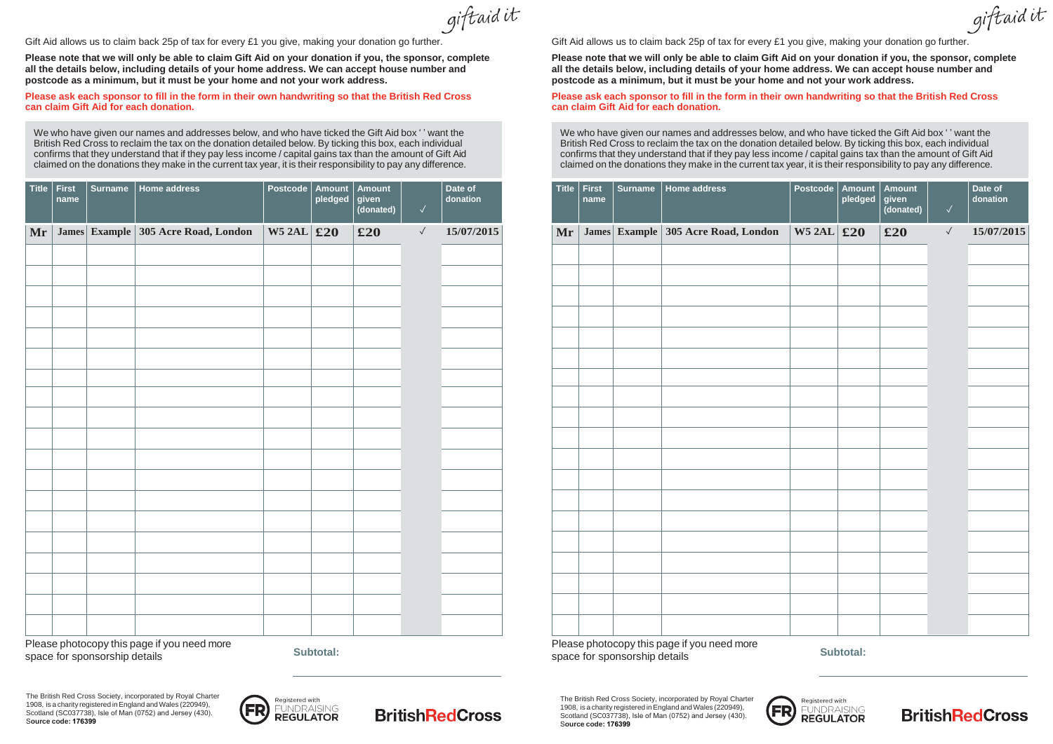giftaid it

Gift Aid allows us to claim back 25p of tax for every £1 you give, making your donation go further.

**Please note that we will only be able to claim Gift Aid on your donation if you, the sponsor, complete all the details below, including details of your home address. We can accept house number and postcode as a minimum, but it must be your home and not your work address.**

**Please ask each sponsor to fill in the form in their own handwriting so that the British Red Cross can claim Gift Aid for each donation.**

We who have given our names and addresses below, and who have ticked the Gift Aid box ' ' want the British Red Cross to reclaim the tax on the donation detailed below. By ticking this box, each individual confirms that they understand that if they pay less income / capital gains tax than the amount of Gift Aid claimed on the donations they make in the current tax year, it is their responsibility to pay any difference.

| Title | First name | Surname | Home address | Postcode | Amount pledged | Amount given (donated) | √ | Date of donation |
|---|---|---|---|---|---|---|---|---|
| Mr | James | Example | 305 Acre Road, London | W5 2AL | £20 | £20 | √ | 15/07/2015 |
| | | | | | | | | |
| | | | | | | | | |
| | | | | | | | | |
| | | | | | | | | |
| | | | | | | | | |
| | | | | | | | | |
| | | | | | | | | |
| | | | | | | | | |
| | | | | | | | | |
| | | | | | | | | |
| | | | | | | | | |
| | | | | | | | | |
| | | | | | | | | |
| | | | | | | | | |
| | | | | | | | | |
| | | | | | | | | |
| | | | | | | | | |
| | | | | | | | | |
| | | | | | | | | |

Please photocopy this page if you need more space for sponsorship details

**Subtotal:**

The British Red Cross Society, incorporated by Royal Charter 1908, is a charity registered in England and Wales (220949), Scotland (SC037738), Isle of Man (0752) and Jersey (430). **Source code: 176399**

Registered with FUNDRAISING REGULATOR

British Red Cross

giftaid it

Gift Aid allows us to claim back 25p of tax for every £1 you give, making your donation go further.

**Please note that we will only be able to claim Gift Aid on your donation if you, the sponsor, complete all the details below, including details of your home address. We can accept house number and postcode as a minimum, but it must be your home and not your work address.**

**Please ask each sponsor to fill in the form in their own handwriting so that the British Red Cross can claim Gift Aid for each donation.**

We who have given our names and addresses below, and who have ticked the Gift Aid box ' ' want the British Red Cross to reclaim the tax on the donation detailed below. By ticking this box, each individual confirms that they understand that if they pay less income / capital gains tax than the amount of Gift Aid claimed on the donations they make in the current tax year, it is their responsibility to pay any difference.

| Title | First name | Surname | Home address | Postcode | Amount pledged | Amount given (donated) | √ | Date of donation |
|---|---|---|---|---|---|---|---|---|
| Mr | James | Example | 305 Acre Road, London | W5 2AL | £20 | £20 | √ | 15/07/2015 |
| | | | | | | | | |
| | | | | | | | | |
| | | | | | | | | |
| | | | | | | | | |
| | | | | | | | | |
| | | | | | | | | |
| | | | | | | | | |
| | | | | | | | | |
| | | | | | | | | |
| | | | | | | | | |
| | | | | | | | | |
| | | | | | | | | |
| | | | | | | | | |
| | | | | | | | | |
| | | | | | | | | |
| | | | | | | | | |
| | | | | | | | | |
| | | | | | | | | |
| | | | | | | | | |

Please photocopy this page if you need more space for sponsorship details

**Subtotal:**

The British Red Cross Society, incorporated by Royal Charter 1908, is a charity registered in England and Wales (220949), Scotland (SC037738), Isle of Man (0752) and Jersey (430). **Source code: 176399**

Registered with FUNDRAISING REGULATOR

British Red Cross